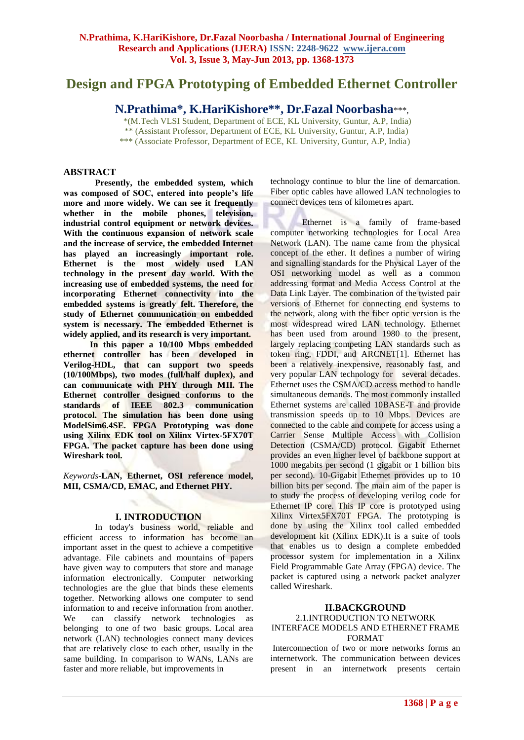# Design and FPGA Prototyping of Embedded Ethernet Controller

**N.Prathima\*, K.HariKishore\*\*, Dr.Fazal Noorbasha\*\*\***,

\*(M.Tech VLSI Student, Department of ECE, KL University, Guntur, A.P, India)
\*\* (Assistant Professor, Department of ECE, KL University, Guntur, A.P, India)
\*\*\* (Associate Professor, Department of ECE, KL University, Guntur, A.P, India)

## ABSTRACT

**Presently, the embedded system, which was composed of SOC, entered into people's life more and more widely. We can see it frequently whether in the mobile phones, television, industrial control equipment or network devices. With the continuous expansion of network scale and the increase of service, the embedded Internet has played an increasingly important role. Ethernet is the most widely used LAN technology in the present day world. With the increasing use of embedded systems, the need for incorporating Ethernet connectivity into the embedded systems is greatly felt. Therefore, the study of Ethernet communication on embedded system is necessary. The embedded Ethernet is widely applied, and its research is very important.**

**In this paper a 10/100 Mbps embedded ethernet controller has been developed in Verilog-HDL, that can support two speeds (10/100Mbps), two modes (full/half duplex), and can communicate with PHY through MII. The Ethernet controller designed conforms to the standards of IEEE 802.3 communication protocol. The simulation has been done using ModelSim6.4SE. FPGA Prototyping was done using Xilinx EDK tool on Xilinx Virtex-5FX70T FPGA. The packet capture has been done using Wireshark tool.**

*Keywords*-**LAN, Ethernet, OSI reference model, MII, CSMA/CD, EMAC, and Ethernet PHY.**

## I. INTRODUCTION

In today's business world, reliable and efficient access to information has become an important asset in the quest to achieve a competitive advantage. File cabinets and mountains of papers have given way to computers that store and manage information electronically. Computer networking technologies are the glue that binds these elements together. Networking allows one computer to send information to and receive information from another. We can classify network technologies as belonging to one of two basic groups. Local area network (LAN) technologies connect many devices that are relatively close to each other, usually in the same building. In comparison to WANs, LANs are faster and more reliable, but improvements in technology continue to blur the line of demarcation. Fiber optic cables have allowed LAN technologies to connect devices tens of kilometres apart.

Ethernet is a family of frame-based computer networking technologies for Local Area Network (LAN). The name came from the physical concept of the ether. It defines a number of wiring and signalling standards for the Physical Layer of the OSI networking model as well as a common addressing format and Media Access Control at the Data Link Layer. The combination of the twisted pair versions of Ethernet for connecting end systems to the network, along with the fiber optic version is the most widespread wired LAN technology. Ethernet has been used from around 1980 to the present, largely replacing competing LAN standards such as token ring, FDDI, and ARCNET[1]. Ethernet has been a relatively inexpensive, reasonably fast, and very popular LAN technology for several decades. Ethernet uses the CSMA/CD access method to handle simultaneous demands. The most commonly installed Ethernet systems are called 10BASE-T and provide transmission speeds up to 10 Mbps. Devices are connected to the cable and compete for access using a Carrier Sense Multiple Access with Collision Detection (CSMA/CD) protocol. Gigabit Ethernet provides an even higher level of backbone support at 1000 megabits per second (1 gigabit or 1 billion bits per second). 10-Gigabit Ethernet provides up to 10 billion bits per second. The main aim of the paper is to study the process of developing verilog code for Ethernet IP core. This IP core is prototyped using Xilinx Virtex5FX70T FPGA. The prototyping is done by using the Xilinx tool called embedded development kit (Xilinx EDK).It is a suite of tools that enables us to design a complete embedded processor system for implementation in a Xilinx Field Programmable Gate Array (FPGA) device. The packet is captured using a network packet analyzer called Wireshark.

## II.BACKGROUND

### 2.1.INTRODUCTION TO NETWORK INTERFACE MODELS AND ETHERNET FRAME FORMAT

Interconnection of two or more networks forms an internetwork. The communication between devices present in an internetwork presents certain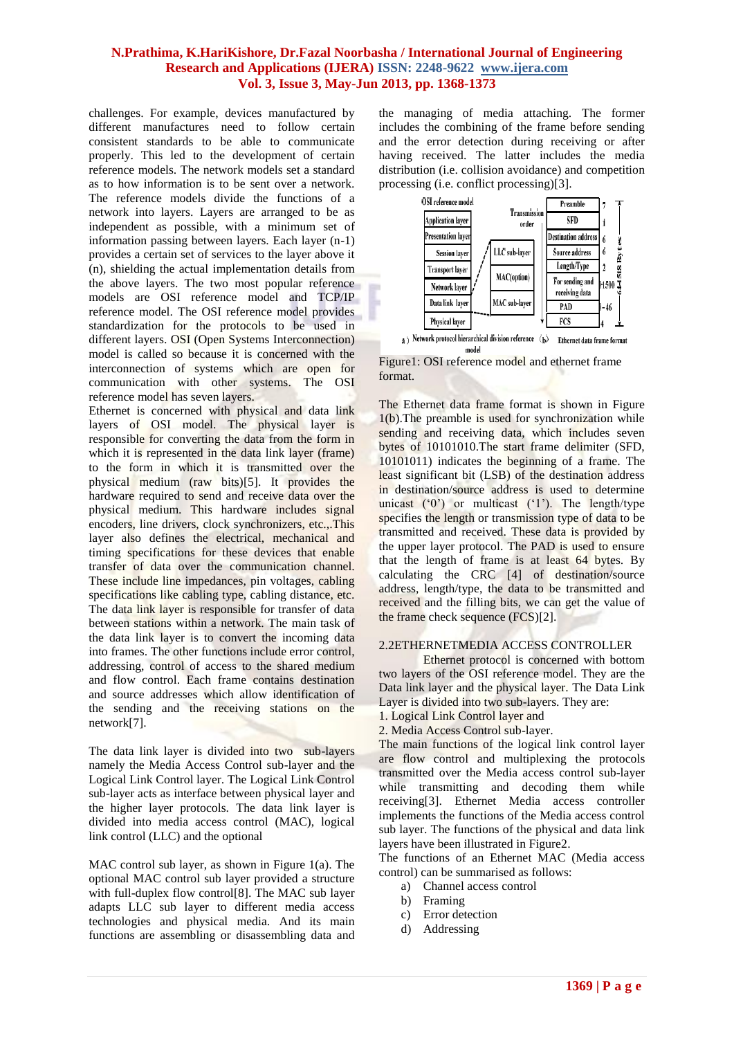challenges. For example, devices manufactured by different manufactures need to follow certain consistent standards to be able to communicate properly. This led to the development of certain reference models. The network models set a standard as to how information is to be sent over a network. The reference models divide the functions of a network into layers. Layers are arranged to be as independent as possible, with a minimum set of information passing between layers. Each layer (n-1) provides a certain set of services to the layer above it (n), shielding the actual implementation details from the above layers. The two most popular reference models are OSI reference model and TCP/IP reference model. The OSI reference model provides standardization for the protocols to be used in different layers. OSI (Open Systems Interconnection) model is called so because it is concerned with the interconnection of systems which are open for communication with other systems. The OSI reference model has seven layers.

Ethernet is concerned with physical and data link layers of OSI model. The physical layer is responsible for converting the data from the form in which it is represented in the data link layer (frame) to the form in which it is transmitted over the physical medium (raw bits)[5]. It provides the hardware required to send and receive data over the physical medium. This hardware includes signal encoders, line drivers, clock synchronizers, etc.,.This layer also defines the electrical, mechanical and timing specifications for these devices that enable transfer of data over the communication channel. These include line impedances, pin voltages, cabling specifications like cabling type, cabling distance, etc. The data link layer is responsible for transfer of data between stations within a network. The main task of the data link layer is to convert the incoming data into frames. The other functions include error control, addressing, control of access to the shared medium and flow control. Each frame contains destination and source addresses which allow identification of the sending and the receiving stations on the network[7].

The data link layer is divided into two sub-layers namely the Media Access Control sub-layer and the Logical Link Control layer. The Logical Link Control sub-layer acts as interface between physical layer and the higher layer protocols. The data link layer is divided into media access control (MAC), logical link control (LLC) and the optional

MAC control sub layer, as shown in Figure 1(a). The optional MAC control sub layer provided a structure with full-duplex flow control[8]. The MAC sub layer adapts LLC sub layer to different media access technologies and physical media. And its main functions are assembling or disassembling data and the managing of media attaching. The former includes the combining of the frame before sending and the error detection during receiving or after having received. The latter includes the media distribution (i.e. collision avoidance) and competition processing (i.e. conflict processing)[3].

Figure1: OSI reference model and ethernet frame format.

The Ethernet data frame format is shown in Figure 1(b).The preamble is used for synchronization while sending and receiving data, which includes seven bytes of 10101010.The start frame delimiter (SFD, 10101011) indicates the beginning of a frame. The least significant bit (LSB) of the destination address in destination/source address is used to determine unicast ('0') or multicast ('1'). The length/type specifies the length or transmission type of data to be transmitted and received. These data is provided by the upper layer protocol. The PAD is used to ensure that the length of frame is at least 64 bytes. By calculating the CRC [4] of destination/source address, length/type, the data to be transmitted and received and the filling bits, we can get the value of the frame check sequence (FCS)[2].

## 2.2ETHERNETMEDIA ACCESS CONTROLLER

Ethernet protocol is concerned with bottom two layers of the OSI reference model. They are the Data link layer and the physical layer. The Data Link Layer is divided into two sub-layers. They are:

1. Logical Link Control layer and
2. Media Access Control sub-layer.

The main functions of the logical link control layer are flow control and multiplexing the protocols transmitted over the Media access control sub-layer while transmitting and decoding them while receiving[3]. Ethernet Media access controller implements the functions of the Media access control sub layer. The functions of the physical and data link layers have been illustrated in Figure2.

The functions of an Ethernet MAC (Media access control) can be summarised as follows:

a) Channel access control
b) Framing
c) Error detection
d) Addressing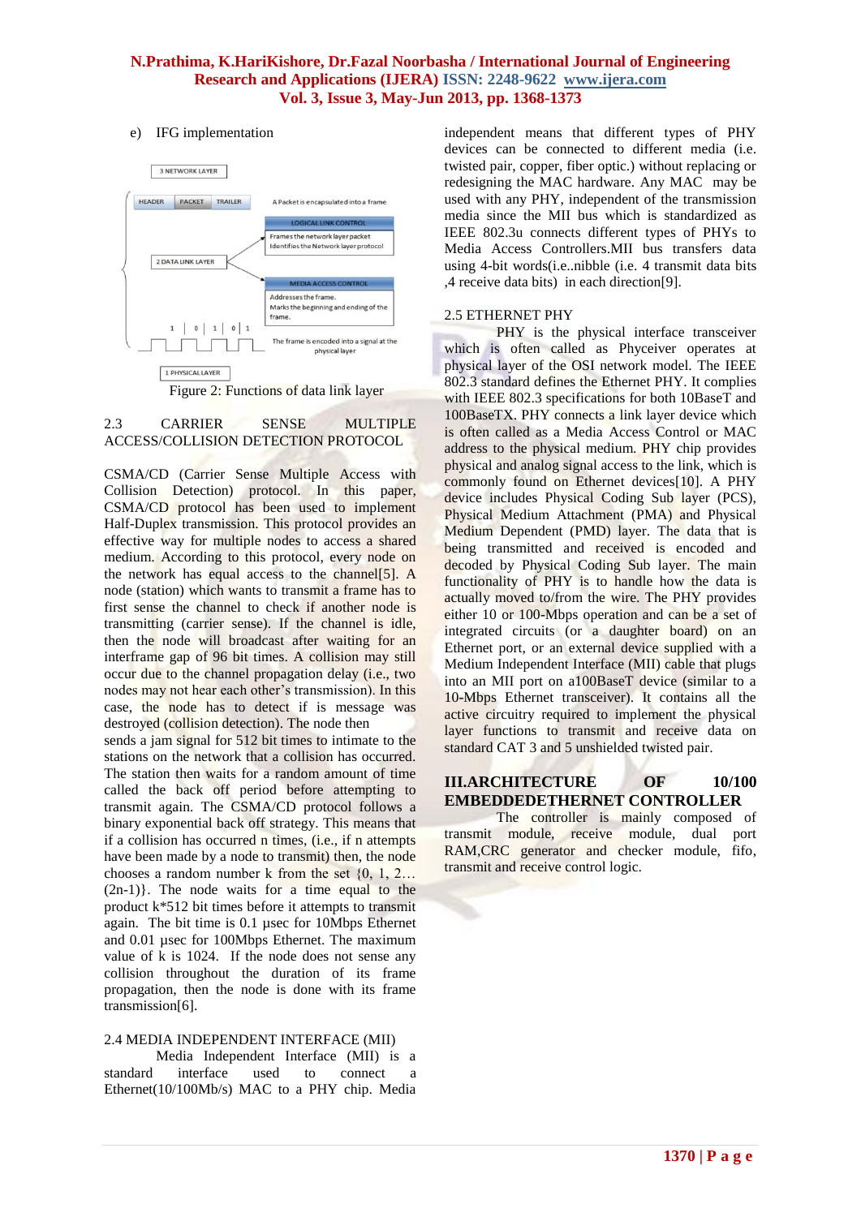e) IFG implementation

Figure 2: Functions of data link layer

### 2.3 CARRIER SENSE MULTIPLE ACCESS/COLLISION DETECTION PROTOCOL

CSMA/CD (Carrier Sense Multiple Access with Collision Detection) protocol. In this paper, CSMA/CD protocol has been used to implement Half-Duplex transmission. This protocol provides an effective way for multiple nodes to access a shared medium. According to this protocol, every node on the network has equal access to the channel[5]. A node (station) which wants to transmit a frame has to first sense the channel to check if another node is transmitting (carrier sense). If the channel is idle, then the node will broadcast after waiting for an interframe gap of 96 bit times. A collision may still occur due to the channel propagation delay (i.e., two nodes may not hear each other's transmission). In this case, the node has to detect if is message was destroyed (collision detection). The node then sends a jam signal for 512 bit times to intimate to the stations on the network that a collision has occurred. The station then waits for a random amount of time called the back off period before attempting to transmit again. The CSMA/CD protocol follows a binary exponential back off strategy. This means that if a collision has occurred n times, (i.e., if n attempts have been made by a node to transmit) then, the node chooses a random number k from the set {0, 1, 2…(2n-1)}. The node waits for a time equal to the product k*512 bit times before it attempts to transmit again. The bit time is 0.1 µsec for 10Mbps Ethernet and 0.01 µsec for 100Mbps Ethernet. The maximum value of k is 1024. If the node does not sense any collision throughout the duration of its frame propagation, then the node is done with its frame transmission[6].

### 2.4 MEDIA INDEPENDENT INTERFACE (MII)

Media Independent Interface (MII) is a standard interface used to connect a Ethernet(10/100Mb/s) MAC to a PHY chip. Media independent means that different types of PHY devices can be connected to different media (i.e. twisted pair, copper, fiber optic.) without replacing or redesigning the MAC hardware. Any MAC may be used with any PHY, independent of the transmission media since the MII bus which is standardized as IEEE 802.3u connects different types of PHYs to Media Access Controllers.MII bus transfers data using 4-bit words(i.e..nibble (i.e. 4 transmit data bits ,4 receive data bits) in each direction[9].

### 2.5 ETHERNET PHY

PHY is the physical interface transceiver which is often called as Phyceiver operates at physical layer of the OSI network model. The IEEE 802.3 standard defines the Ethernet PHY. It complies with IEEE 802.3 specifications for both 10BaseT and 100BaseTX. PHY connects a link layer device which is often called as a Media Access Control or MAC address to the physical medium. PHY chip provides physical and analog signal access to the link, which is commonly found on Ethernet devices[10]. A PHY device includes Physical Coding Sub layer (PCS), Physical Medium Attachment (PMA) and Physical Medium Dependent (PMD) layer. The data that is being transmitted and received is encoded and decoded by Physical Coding Sub layer. The main functionality of PHY is to handle how the data is actually moved to/from the wire. The PHY provides either 10 or 100-Mbps operation and can be a set of integrated circuits (or a daughter board) on an Ethernet port, or an external device supplied with a Medium Independent Interface (MII) cable that plugs into an MII port on a100BaseT device (similar to a 10-Mbps Ethernet transceiver). It contains all the active circuitry required to implement the physical layer functions to transmit and receive data on standard CAT 3 and 5 unshielded twisted pair.

## III.ARCHITECTURE OF 10/100 EMBEDDEDETHERNET CONTROLLER

The controller is mainly composed of transmit module, receive module, dual port RAM,CRC generator and checker module, fifo, transmit and receive control logic.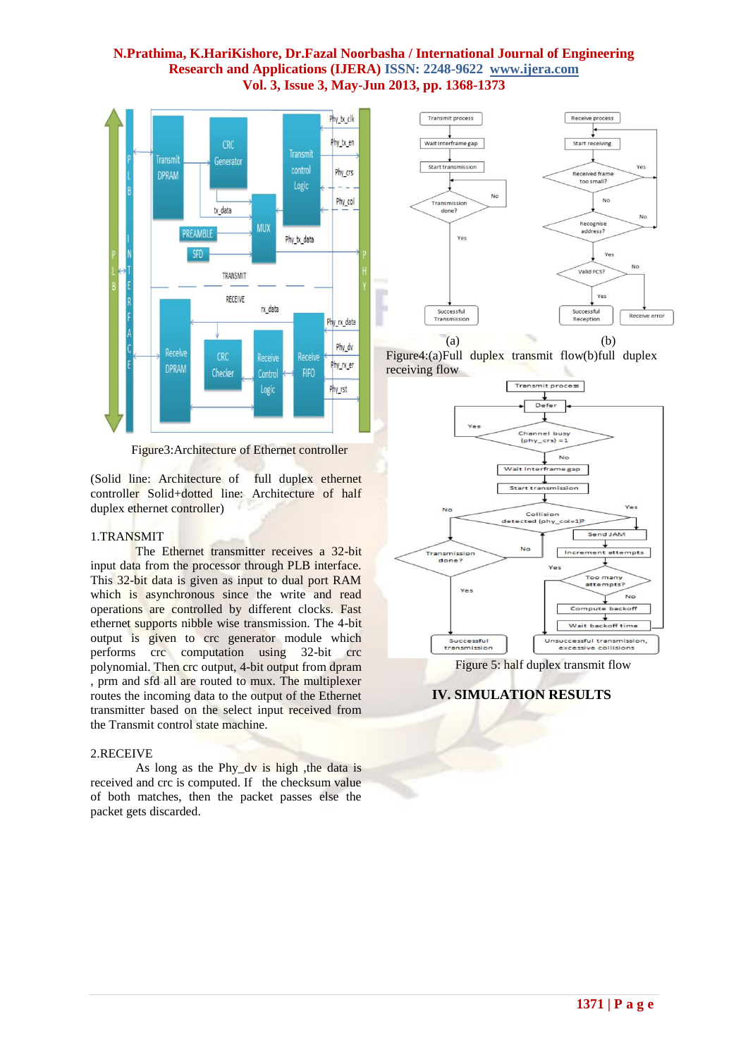Figure3:Architecture of Ethernet controller

(Solid line: Architecture of full duplex ethernet controller Solid+dotted line: Architecture of half duplex ethernet controller)

1.TRANSMIT

The Ethernet transmitter receives a 32-bit input data from the processor through PLB interface. This 32-bit data is given as input to dual port RAM which is asynchronous since the write and read operations are controlled by different clocks. Fast ethernet supports nibble wise transmission. The 4-bit output is given to crc generator module which performs crc computation using 32-bit crc polynomial. Then crc output, 4-bit output from dpram , prm and sfd all are routed to mux. The multiplexer routes the incoming data to the output of the Ethernet transmitter based on the select input received from the Transmit control state machine.

2.RECEIVE

As long as the Phy_dv is high ,the data is received and crc is computed. If the checksum value of both matches, then the packet passes else the packet gets discarded.

(a) (b)

Figure4:(a)Full duplex transmit flow(b)full duplex receiving flow

Figure 5: half duplex transmit flow

## IV. SIMULATION RESULTS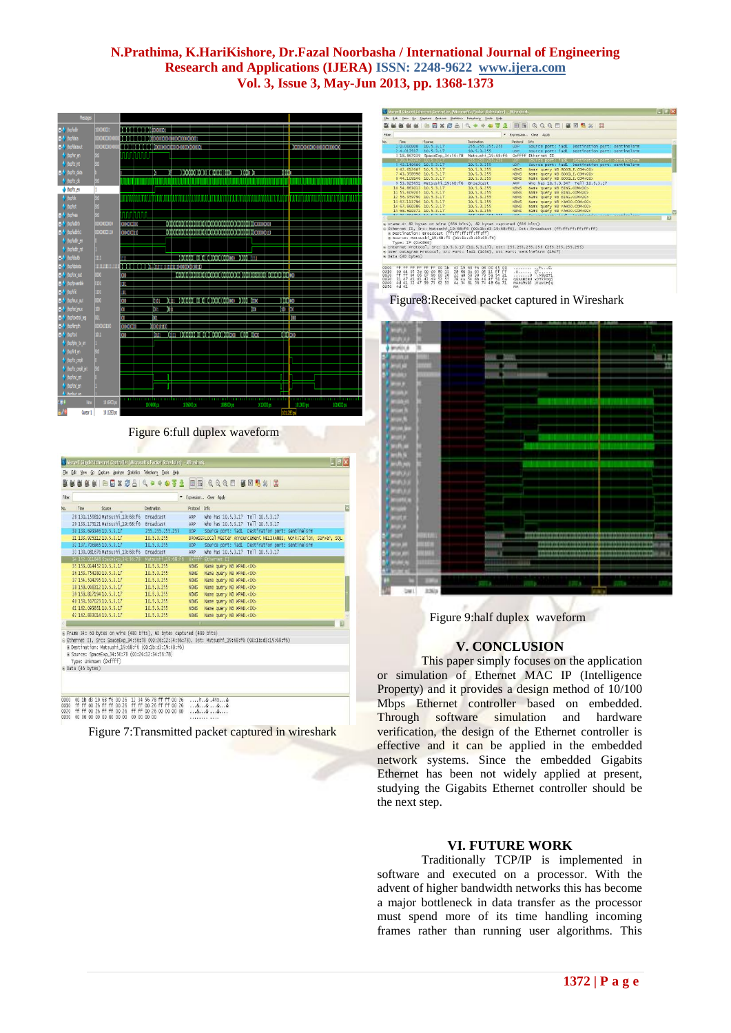Figure 6:full duplex waveform

Figure 7:Transmitted packet captured in wireshark

Figure8:Received packet captured in Wireshark

Figure 9:half duplex waveform

## V. CONCLUSION

This paper simply focuses on the application or simulation of Ethernet MAC IP (Intelligence Property) and it provides a design method of 10/100 Mbps Ethernet controller based on embedded. Through software simulation and hardware verification, the design of the Ethernet controller is effective and it can be applied in the embedded network systems. Since the embedded Gigabits Ethernet has been not widely applied at present, studying the Gigabits Ethernet controller should be the next step.

## VI. FUTURE WORK

Traditionally TCP/IP is implemented in software and executed on a processor. With the advent of higher bandwidth networks this has become a major bottleneck in data transfer as the processor must spend more of its time handling incoming frames rather than running user algorithms. This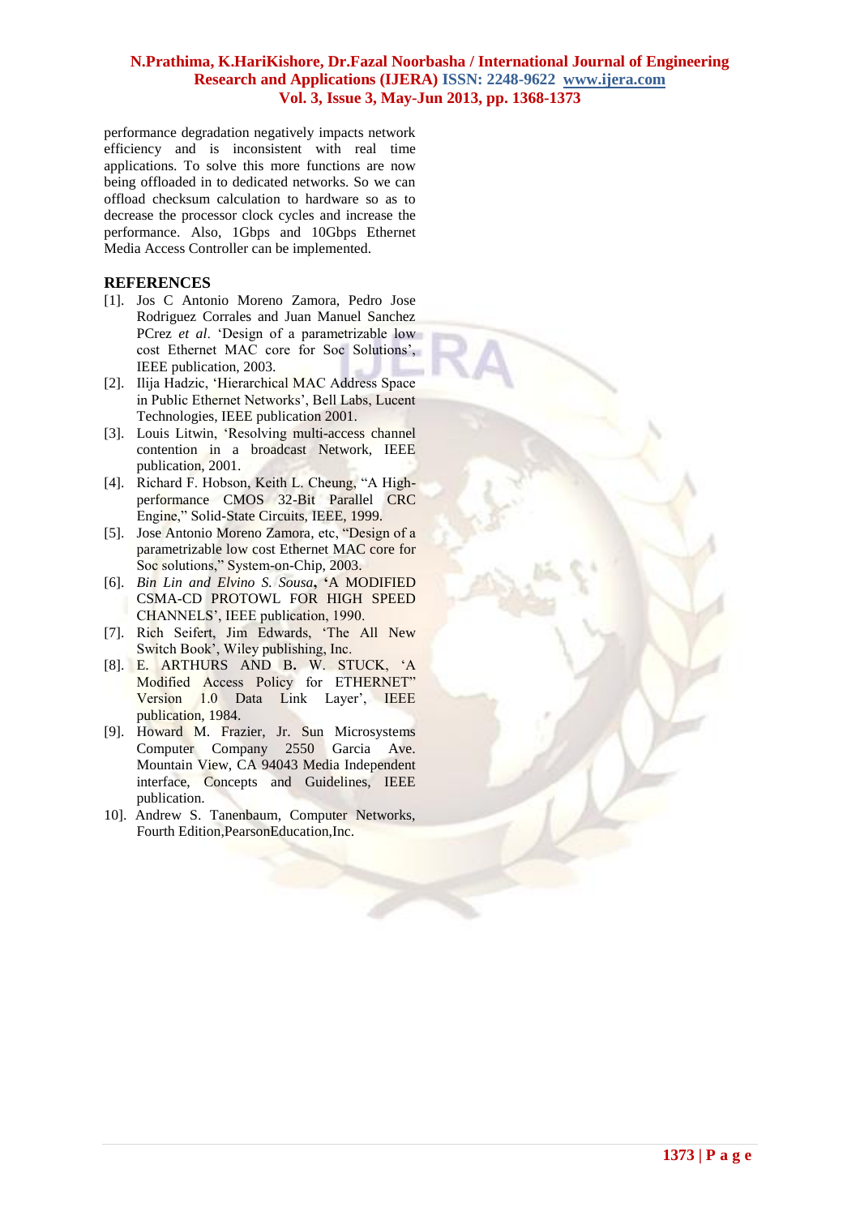performance degradation negatively impacts network efficiency and is inconsistent with real time applications. To solve this more functions are now being offloaded in to dedicated networks. So we can offload checksum calculation to hardware so as to decrease the processor clock cycles and increase the performance. Also, 1Gbps and 10Gbps Ethernet Media Access Controller can be implemented.

## REFERENCES

[1]. Jos C Antonio Moreno Zamora, Pedro Jose Rodriguez Corrales and Juan Manuel Sanchez PCrez *et al*. 'Design of a parametrizable low cost Ethernet MAC core for Soc Solutions', IEEE publication, 2003.

[2]. Ilija Hadzic, 'Hierarchical MAC Address Space in Public Ethernet Networks', Bell Labs, Lucent Technologies, IEEE publication 2001.

[3]. Louis Litwin, 'Resolving multi-access channel contention in a broadcast Network, IEEE publication, 2001.

[4]. Richard F. Hobson, Keith L. Cheung, "A High-performance CMOS 32-Bit Parallel CRC Engine," Solid-State Circuits, IEEE, 1999.

[5]. Jose Antonio Moreno Zamora, etc, "Design of a parametrizable low cost Ethernet MAC core for Soc solutions," System-on-Chip, 2003.

[6]. *Bin Lin and Elvino S. Sousa*, **'**A MODIFIED CSMA-CD PROTOWL FOR HIGH SPEED CHANNELS', IEEE publication, 1990.

[7]. Rich Seifert, Jim Edwards, 'The All New Switch Book', Wiley publishing, Inc.

[8]. E. ARTHURS AND B**.** W. STUCK, 'A Modified Access Policy for ETHERNET" Version 1.0 Data Link Layer', IEEE publication, 1984.

[9]. Howard M. Frazier, Jr. Sun Microsystems Computer Company 2550 Garcia Ave. Mountain View, CA 94043 Media Independent interface, Concepts and Guidelines, IEEE publication.

10]. Andrew S. Tanenbaum, Computer Networks, Fourth Edition,PearsonEducation,Inc.